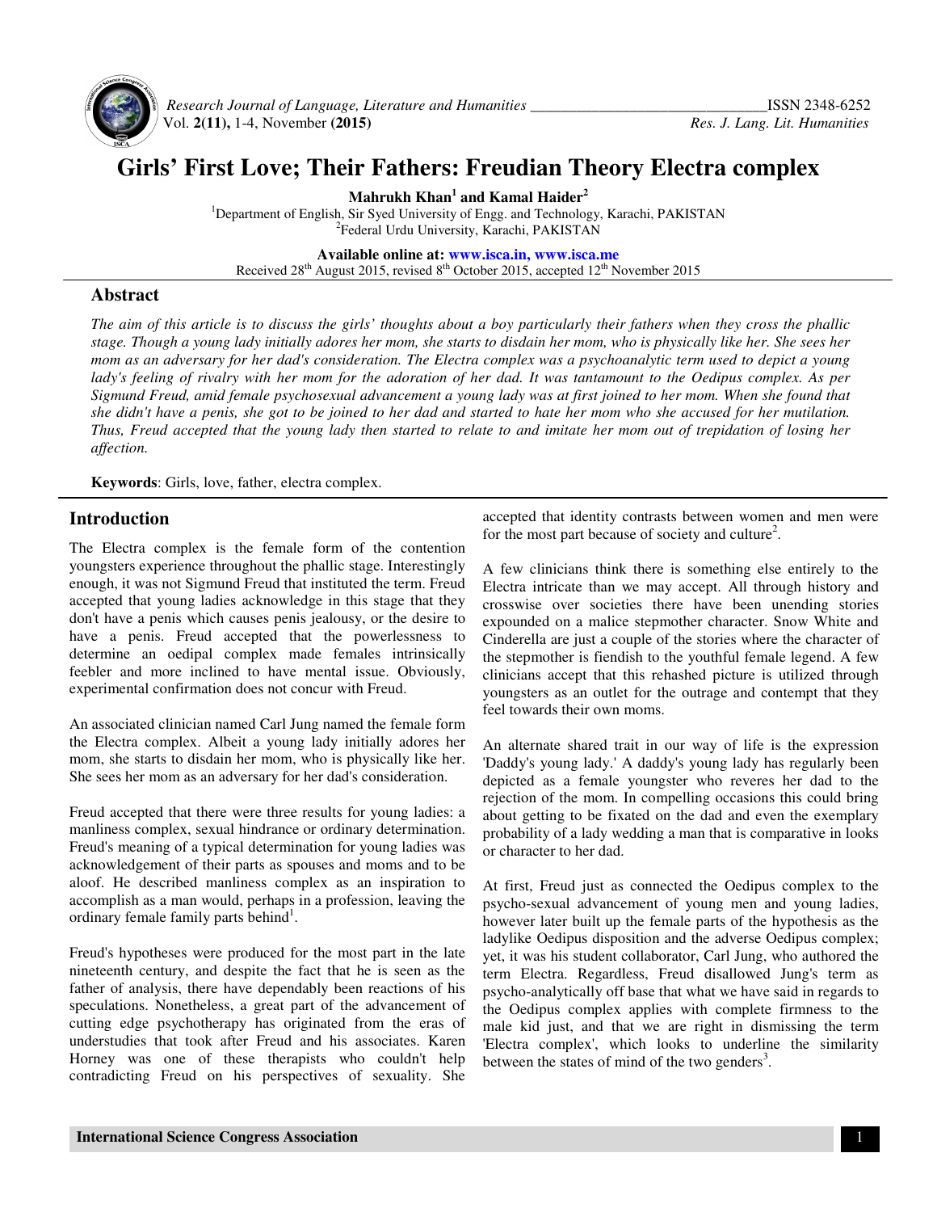# Girls' First Love; Their Fathers: Freudian Theory Electra complex

**Mahrukh Khan[1] and Kamal Haider[2]**

[1]Department of English, Sir Syed University of Engg. and Technology, Karachi, PAKISTAN
[2]Federal Urdu University, Karachi, PAKISTAN

**Available online at: www.isca.in, www.isca.me**
Received 28th August 2015, revised 8th October 2015, accepted 12th November 2015

## Abstract

*The aim of this article is to discuss the girls' thoughts about a boy particularly their fathers when they cross the phallic stage. Though a young lady initially adores her mom, she starts to disdain her mom, who is physically like her. She sees her mom as an adversary for her dad's consideration. The Electra complex was a psychoanalytic term used to depict a young lady's feeling of rivalry with her mom for the adoration of her dad. It was tantamount to the Oedipus complex. As per Sigmund Freud, amid female psychosexual advancement a young lady was at first joined to her mom. When she found that she didn't have a penis, she got to be joined to her dad and started to hate her mom who she accused for her mutilation. Thus, Freud accepted that the young lady then started to relate to and imitate her mom out of trepidation of losing her affection.*

**Keywords**: Girls, love, father, electra complex.

## Introduction

The Electra complex is the female form of the contention youngsters experience throughout the phallic stage. Interestingly enough, it was not Sigmund Freud that instituted the term. Freud accepted that young ladies acknowledge in this stage that they don't have a penis which causes penis jealousy, or the desire to have a penis. Freud accepted that the powerlessness to determine an oedipal complex made females intrinsically feebler and more inclined to have mental issue. Obviously, experimental confirmation does not concur with Freud.

An associated clinician named Carl Jung named the female form the Electra complex. Albeit a young lady initially adores her mom, she starts to disdain her mom, who is physically like her. She sees her mom as an adversary for her dad's consideration.

Freud accepted that there were three results for young ladies: a manliness complex, sexual hindrance or ordinary determination. Freud's meaning of a typical determination for young ladies was acknowledgement of their parts as spouses and moms and to be aloof. He described manliness complex as an inspiration to accomplish as a man would, perhaps in a profession, leaving the ordinary female family parts behind[1].

Freud's hypotheses were produced for the most part in the late nineteenth century, and despite the fact that he is seen as the father of analysis, there have dependably been reactions of his speculations. Nonetheless, a great part of the advancement of cutting edge psychotherapy has originated from the eras of understudies that took after Freud and his associates. Karen Horney was one of these therapists who couldn't help contradicting Freud on his perspectives of sexuality. She accepted that identity contrasts between women and men were for the most part because of society and culture[2].

A few clinicians think there is something else entirely to the Electra intricate than we may accept. All through history and crosswise over societies there have been unending stories expounded on a malice stepmother character. Snow White and Cinderella are just a couple of the stories where the character of the stepmother is fiendish to the youthful female legend. A few clinicians accept that this rehashed picture is utilized through youngsters as an outlet for the outrage and contempt that they feel towards their own moms.

An alternate shared trait in our way of life is the expression 'Daddy's young lady.' A daddy's young lady has regularly been depicted as a female youngster who reveres her dad to the rejection of the mom. In compelling occasions this could bring about getting to be fixated on the dad and even the exemplary probability of a lady wedding a man that is comparative in looks or character to her dad.

At first, Freud just as connected the Oedipus complex to the psycho-sexual advancement of young men and young ladies, however later built up the female parts of the hypothesis as the ladylike Oedipus disposition and the adverse Oedipus complex; yet, it was his student collaborator, Carl Jung, who authored the term Electra. Regardless, Freud disallowed Jung's term as psycho-analytically off base that what we have said in regards to the Oedipus complex applies with complete firmness to the male kid just, and that we are right in dismissing the term 'Electra complex', which looks to underline the similarity between the states of mind of the two genders[3].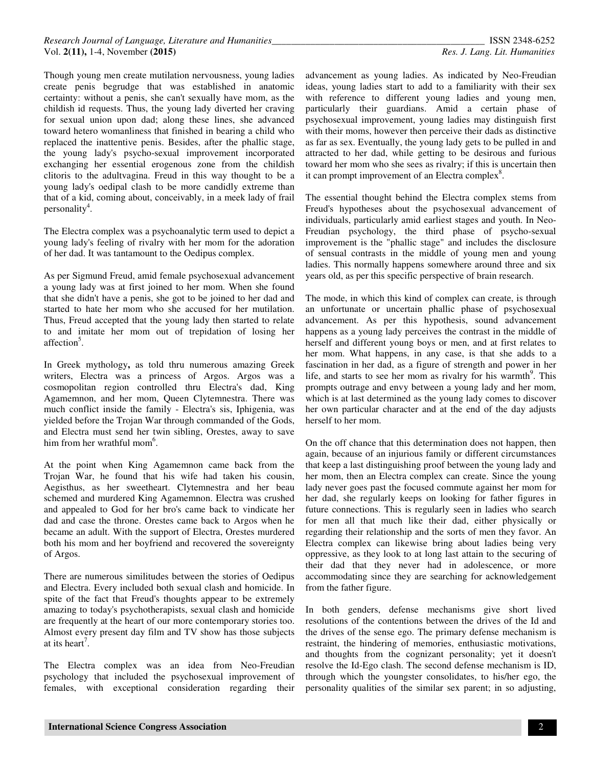Though young men create mutilation nervousness, young ladies create penis begrudge that was established in anatomic certainty: without a penis, she can't sexually have mom, as the childish id requests. Thus, the young lady diverted her craving for sexual union upon dad; along these lines, she advanced toward hetero womanliness that finished in bearing a child who replaced the inattentive penis. Besides, after the phallic stage, the young lady's psycho-sexual improvement incorporated exchanging her essential erogenous zone from the childish clitoris to the adultvagina. Freud in this way thought to be a young lady's oedipal clash to be more candidly extreme than that of a kid, coming about, conceivably, in a meek lady of frail personality[4].

The Electra complex was a psychoanalytic term used to depict a young lady's feeling of rivalry with her mom for the adoration of her dad. It was tantamount to the Oedipus complex.

As per Sigmund Freud, amid female psychosexual advancement a young lady was at first joined to her mom. When she found that she didn't have a penis, she got to be joined to her dad and started to hate her mom who she accused for her mutilation. Thus, Freud accepted that the young lady then started to relate to and imitate her mom out of trepidation of losing her affection[5].

In Greek mythology**,** as told thru numerous amazing Greek writers, Electra was a princess of Argos. Argos was a cosmopolitan region controlled thru Electra's dad, King Agamemnon, and her mom, Queen Clytemnestra. There was much conflict inside the family - Electra's sis, Iphigenia, was yielded before the Trojan War through commanded of the Gods, and Electra must send her twin sibling, Orestes, away to save him from her wrathful mom[6].

At the point when King Agamemnon came back from the Trojan War, he found that his wife had taken his cousin, Aegisthus, as her sweetheart. Clytemnestra and her beau schemed and murdered King Agamemnon. Electra was crushed and appealed to God for her bro's came back to vindicate her dad and case the throne. Orestes came back to Argos when he became an adult. With the support of Electra, Orestes murdered both his mom and her boyfriend and recovered the sovereignty of Argos.

There are numerous similitudes between the stories of Oedipus and Electra. Every included both sexual clash and homicide. In spite of the fact that Freud's thoughts appear to be extremely amazing to today's psychotherapists, sexual clash and homicide are frequently at the heart of our more contemporary stories too. Almost every present day film and TV show has those subjects at its heart[7].

The Electra complex was an idea from Neo-Freudian psychology that included the psychosexual improvement of females, with exceptional consideration regarding their advancement as young ladies. As indicated by Neo-Freudian ideas, young ladies start to add to a familiarity with their sex with reference to different young ladies and young men, particularly their guardians. Amid a certain phase of psychosexual improvement, young ladies may distinguish first with their moms, however then perceive their dads as distinctive as far as sex. Eventually, the young lady gets to be pulled in and attracted to her dad, while getting to be desirous and furious toward her mom who she sees as rivalry; if this is uncertain then it can prompt improvement of an Electra complex[8].

The essential thought behind the Electra complex stems from Freud's hypotheses about the psychosexual advancement of individuals, particularly amid earliest stages and youth. In Neo-Freudian psychology, the third phase of psycho-sexual improvement is the "phallic stage" and includes the disclosure of sensual contrasts in the middle of young men and young ladies. This normally happens somewhere around three and six years old, as per this specific perspective of brain research.

The mode, in which this kind of complex can create, is through an unfortunate or uncertain phallic phase of psychosexual advancement. As per this hypothesis, sound advancement happens as a young lady perceives the contrast in the middle of herself and different young boys or men, and at first relates to her mom. What happens, in any case, is that she adds to a fascination in her dad, as a figure of strength and power in her life, and starts to see her mom as rivalry for his warmth[9]. This prompts outrage and envy between a young lady and her mom, which is at last determined as the young lady comes to discover her own particular character and at the end of the day adjusts herself to her mom.

On the off chance that this determination does not happen, then again, because of an injurious family or different circumstances that keep a last distinguishing proof between the young lady and her mom, then an Electra complex can create. Since the young lady never goes past the focused commute against her mom for her dad, she regularly keeps on looking for father figures in future connections. This is regularly seen in ladies who search for men all that much like their dad, either physically or regarding their relationship and the sorts of men they favor. An Electra complex can likewise bring about ladies being very oppressive, as they look to at long last attain to the securing of their dad that they never had in adolescence, or more accommodating since they are searching for acknowledgement from the father figure.

In both genders, defense mechanisms give short lived resolutions of the contentions between the drives of the Id and the drives of the sense ego. The primary defense mechanism is restraint, the hindering of memories, enthusiastic motivations, and thoughts from the cognizant personality; yet it doesn't resolve the Id-Ego clash. The second defense mechanism is ID, through which the youngster consolidates, to his/her ego, the personality qualities of the similar sex parent; in so adjusting,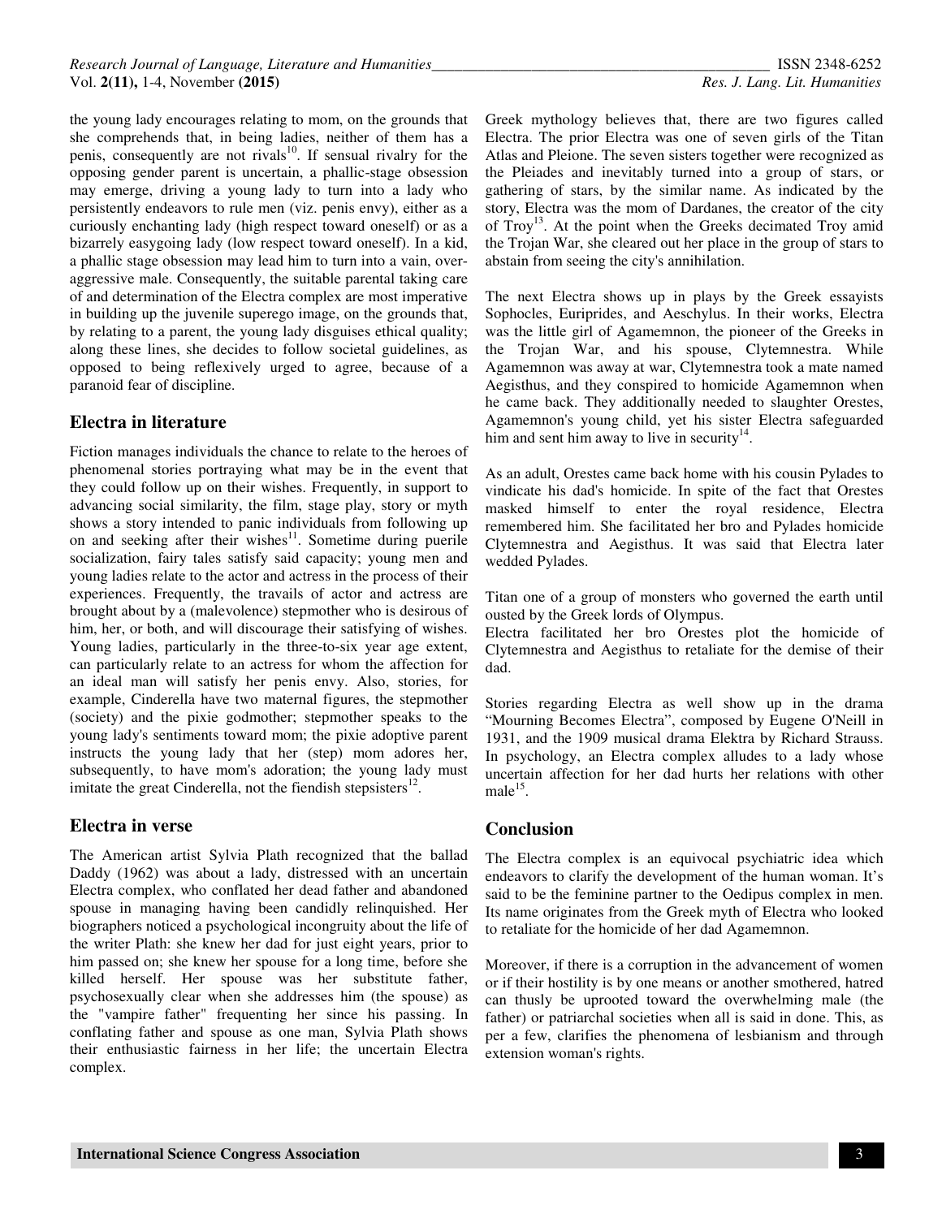the young lady encourages relating to mom, on the grounds that she comprehends that, in being ladies, neither of them has a penis, consequently are not rivals[10]. If sensual rivalry for the opposing gender parent is uncertain, a phallic-stage obsession may emerge, driving a young lady to turn into a lady who persistently endeavors to rule men (viz. penis envy), either as a curiously enchanting lady (high respect toward oneself) or as a bizarrely easygoing lady (low respect toward oneself). In a kid, a phallic stage obsession may lead him to turn into a vain, over-aggressive male. Consequently, the suitable parental taking care of and determination of the Electra complex are most imperative in building up the juvenile superego image, on the grounds that, by relating to a parent, the young lady disguises ethical quality; along these lines, she decides to follow societal guidelines, as opposed to being reflexively urged to agree, because of a paranoid fear of discipline.

## Electra in literature

Fiction manages individuals the chance to relate to the heroes of phenomenal stories portraying what may be in the event that they could follow up on their wishes. Frequently, in support to advancing social similarity, the film, stage play, story or myth shows a story intended to panic individuals from following up on and seeking after their wishes[11]. Sometime during puerile socialization, fairy tales satisfy said capacity; young men and young ladies relate to the actor and actress in the process of their experiences. Frequently, the travails of actor and actress are brought about by a (malevolence) stepmother who is desirous of him, her, or both, and will discourage their satisfying of wishes. Young ladies, particularly in the three-to-six year age extent, can particularly relate to an actress for whom the affection for an ideal man will satisfy her penis envy. Also, stories, for example, Cinderella have two maternal figures, the stepmother (society) and the pixie godmother; stepmother speaks to the young lady's sentiments toward mom; the pixie adoptive parent instructs the young lady that her (step) mom adores her, subsequently, to have mom's adoration; the young lady must imitate the great Cinderella, not the fiendish stepsisters[12].

## Electra in verse

The American artist Sylvia Plath recognized that the ballad Daddy (1962) was about a lady, distressed with an uncertain Electra complex, who conflated her dead father and abandoned spouse in managing having been candidly relinquished. Her biographers noticed a psychological incongruity about the life of the writer Plath: she knew her dad for just eight years, prior to him passed on; she knew her spouse for a long time, before she killed herself. Her spouse was her substitute father, psychosexually clear when she addresses him (the spouse) as the "vampire father" frequenting her since his passing. In conflating father and spouse as one man, Sylvia Plath shows their enthusiastic fairness in her life; the uncertain Electra complex.

Greek mythology believes that, there are two figures called Electra. The prior Electra was one of seven girls of the Titan Atlas and Pleione. The seven sisters together were recognized as the Pleiades and inevitably turned into a group of stars, or gathering of stars, by the similar name. As indicated by the story, Electra was the mom of Dardanes, the creator of the city of Troy[13]. At the point when the Greeks decimated Troy amid the Trojan War, she cleared out her place in the group of stars to abstain from seeing the city's annihilation.

The next Electra shows up in plays by the Greek essayists Sophocles, Euriprides, and Aeschylus. In their works, Electra was the little girl of Agamemnon, the pioneer of the Greeks in the Trojan War, and his spouse, Clytemnestra. While Agamemnon was away at war, Clytemnestra took a mate named Aegisthus, and they conspired to homicide Agamemnon when he came back. They additionally needed to slaughter Orestes, Agamemnon's young child, yet his sister Electra safeguarded him and sent him away to live in security[14].

As an adult, Orestes came back home with his cousin Pylades to vindicate his dad's homicide. In spite of the fact that Orestes masked himself to enter the royal residence, Electra remembered him. She facilitated her bro and Pylades homicide Clytemnestra and Aegisthus. It was said that Electra later wedded Pylades.

Titan one of a group of monsters who governed the earth until ousted by the Greek lords of Olympus.
Electra facilitated her bro Orestes plot the homicide of Clytemnestra and Aegisthus to retaliate for the demise of their dad.

Stories regarding Electra as well show up in the drama "Mourning Becomes Electra", composed by Eugene O'Neill in 1931, and the 1909 musical drama Elektra by Richard Strauss. In psychology, an Electra complex alludes to a lady whose uncertain affection for her dad hurts her relations with other male[15].

## Conclusion

The Electra complex is an equivocal psychiatric idea which endeavors to clarify the development of the human woman. It's said to be the feminine partner to the Oedipus complex in men. Its name originates from the Greek myth of Electra who looked to retaliate for the homicide of her dad Agamemnon.

Moreover, if there is a corruption in the advancement of women or if their hostility is by one means or another smothered, hatred can thusly be uprooted toward the overwhelming male (the father) or patriarchal societies when all is said in done. This, as per a few, clarifies the phenomena of lesbianism and through extension woman's rights.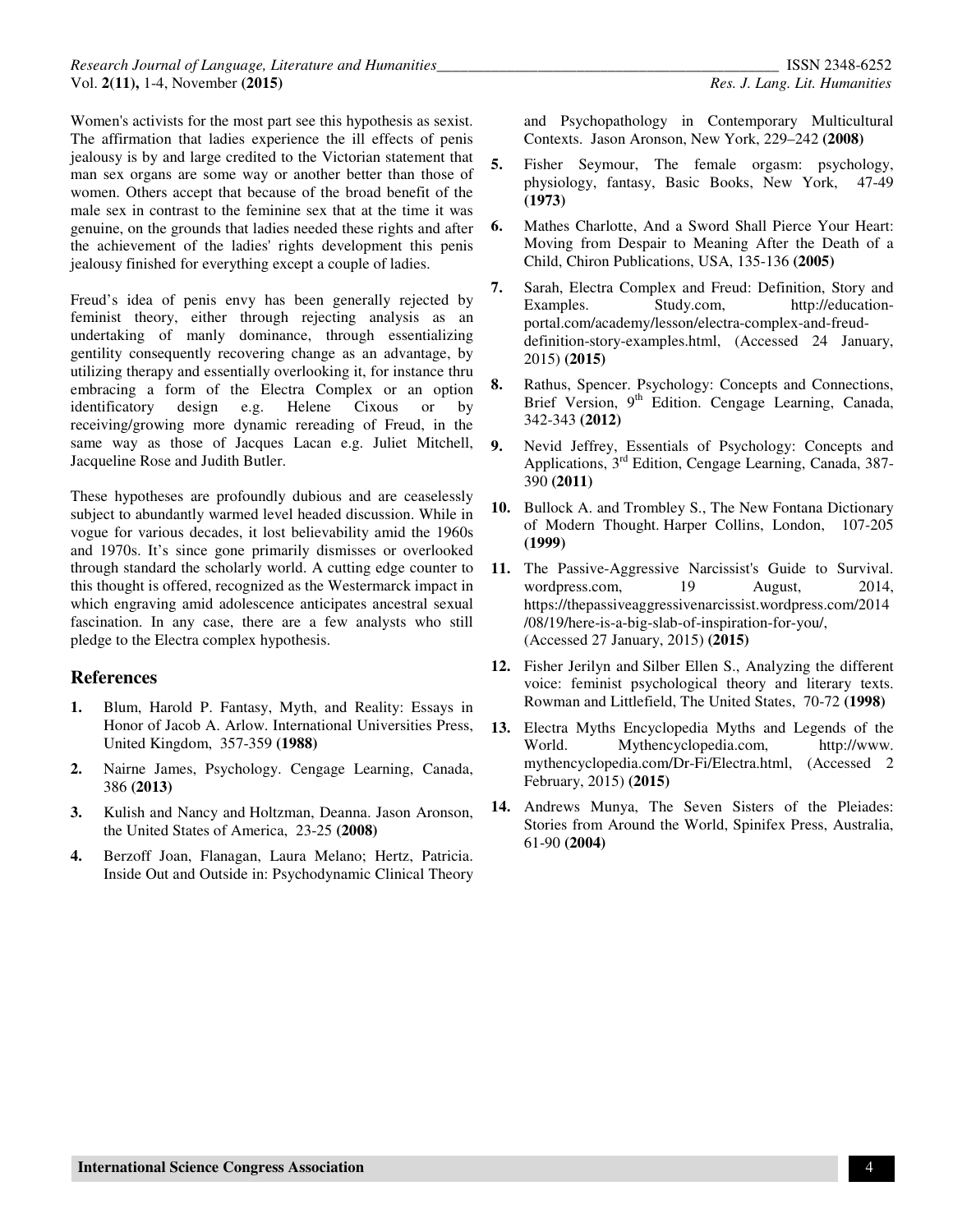Women's activists for the most part see this hypothesis as sexist. The affirmation that ladies experience the ill effects of penis jealousy is by and large credited to the Victorian statement that man sex organs are some way or another better than those of women. Others accept that because of the broad benefit of the male sex in contrast to the feminine sex that at the time it was genuine, on the grounds that ladies needed these rights and after the achievement of the ladies' rights development this penis jealousy finished for everything except a couple of ladies.

Freud's idea of penis envy has been generally rejected by feminist theory, either through rejecting analysis as an undertaking of manly dominance, through essentializing gentility consequently recovering change as an advantage, by utilizing therapy and essentially overlooking it, for instance thru embracing a form of the Electra Complex or an option identificatory design e.g. Helene Cixous or by receiving/growing more dynamic rereading of Freud, in the same way as those of Jacques Lacan e.g. Juliet Mitchell, Jacqueline Rose and Judith Butler.

These hypotheses are profoundly dubious and are ceaselessly subject to abundantly warmed level headed discussion. While in vogue for various decades, it lost believability amid the 1960s and 1970s. It's since gone primarily dismisses or overlooked through standard the scholarly world. A cutting edge counter to this thought is offered, recognized as the Westermarck impact in which engraving amid adolescence anticipates ancestral sexual fascination. In any case, there are a few analysts who still pledge to the Electra complex hypothesis.

## References

1. Blum, Harold P. Fantasy, Myth, and Reality: Essays in Honor of Jacob A. Arlow. International Universities Press, United Kingdom, 357-359 **(1988)**
2. Nairne James, Psychology. Cengage Learning, Canada, 386 **(2013)**
3. Kulish and Nancy and Holtzman, Deanna. Jason Aronson, the United States of America, 23-25 **(2008)**
4. Berzoff Joan, Flanagan, Laura Melano; Hertz, Patricia. Inside Out and Outside in: Psychodynamic Clinical Theory and Psychopathology in Contemporary Multicultural Contexts. Jason Aronson, New York, 229–242 **(2008)**
5. Fisher Seymour, The female orgasm: psychology, physiology, fantasy, Basic Books, New York, 47-49 **(1973)**
6. Mathes Charlotte, And a Sword Shall Pierce Your Heart: Moving from Despair to Meaning After the Death of a Child, Chiron Publications, USA, 135-136 **(2005)**
7. Sarah, Electra Complex and Freud: Definition, Story and Examples. Study.com, http://education-portal.com/academy/lesson/electra-complex-and-freud-definition-story-examples.html, (Accessed 24 January, 2015) **(2015)**
8. Rathus, Spencer. Psychology: Concepts and Connections, Brief Version, 9th Edition. Cengage Learning, Canada, 342-343 **(2012)**
9. Nevid Jeffrey, Essentials of Psychology: Concepts and Applications, 3rd Edition, Cengage Learning, Canada, 387-390 **(2011)**
10. Bullock A. and Trombley S., The New Fontana Dictionary of Modern Thought. Harper Collins, London, 107-205 **(1999)**
11. The Passive-Aggressive Narcissist's Guide to Survival. wordpress.com, 19 August, 2014, https://thepassiveaggressivenarcissist.wordpress.com/2014/08/19/here-is-a-big-slab-of-inspiration-for-you/, (Accessed 27 January, 2015) **(2015)**
12. Fisher Jerilyn and Silber Ellen S., Analyzing the different voice: feminist psychological theory and literary texts. Rowman and Littlefield, The United States, 70-72 **(1998)**
13. Electra Myths Encyclopedia Myths and Legends of the World. Mythencyclopedia.com, http://www.mythencyclopedia.com/Dr-Fi/Electra.html, (Accessed 2 February, 2015) **(2015)**
14. Andrews Munya, The Seven Sisters of the Pleiades: Stories from Around the World, Spinifex Press, Australia, 61-90 **(2004)**